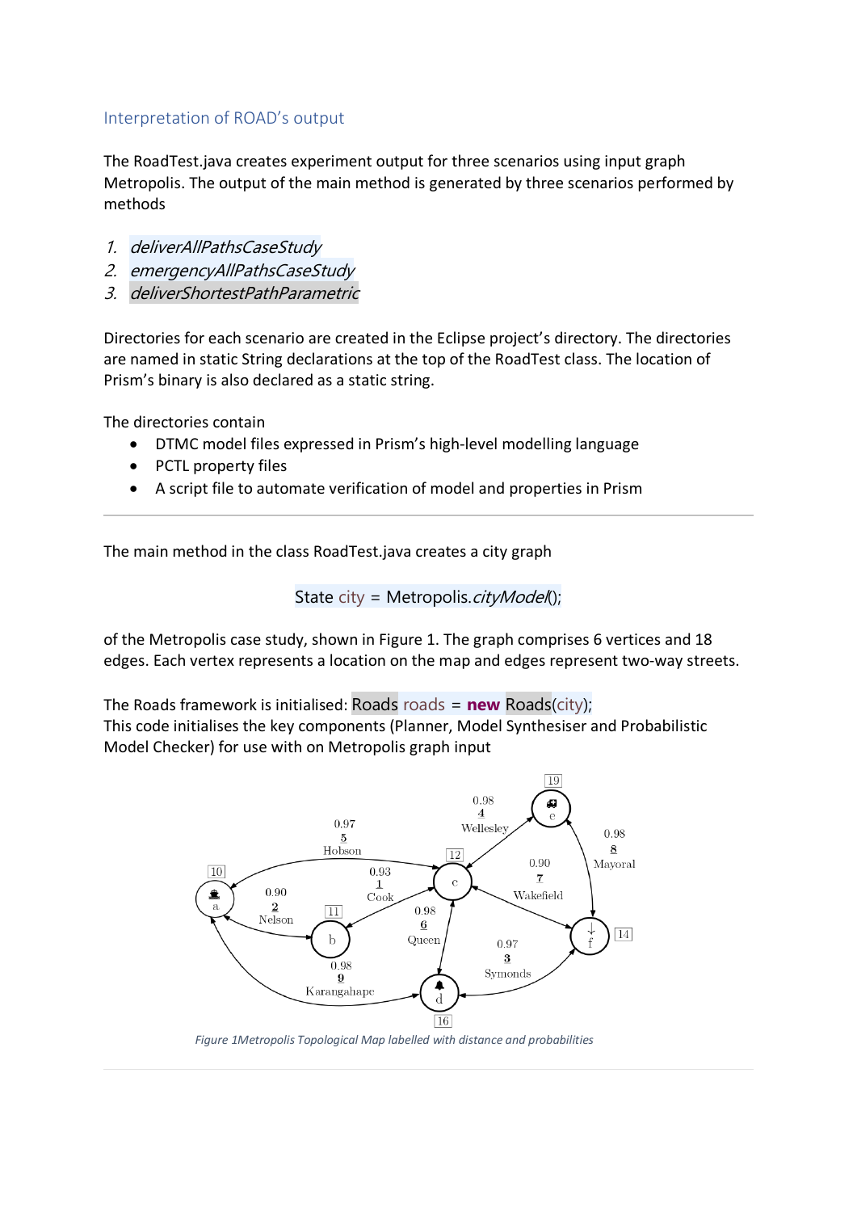## Interpretation of ROAD's output

The RoadTest.java creates experiment output for three scenarios using input graph Metropolis. The output of the main method is generated by three scenarios performed by methods

1. *deliverAllPathsCaseStudy*
2. *emergencyAllPathsCaseStudy*
3. *deliverShortestPathParametric*

Directories for each scenario are created in the Eclipse project's directory. The directories are named in static String declarations at the top of the RoadTest class. The location of Prism's binary is also declared as a static string.

The directories contain

- DTMC model files expressed in Prism's high-level modelling language
- PCTL property files
- A script file to automate verification of model and properties in Prism

---

The main method in the class RoadTest.java creates a city graph

```
State city = Metropolis.cityModel();
```

of the Metropolis case study, shown in Figure 1. The graph comprises 6 vertices and 18 edges. Each vertex represents a location on the map and edges represent two-way streets.

The Roads framework is initialised: `Roads roads = new Roads(city);`
This code initialises the key components (Planner, Model Synthesiser and Probabilistic Model Checker) for use with on Metropolis graph input

*Figure 1Metropolis Topological Map labelled with distance and probabilities*

---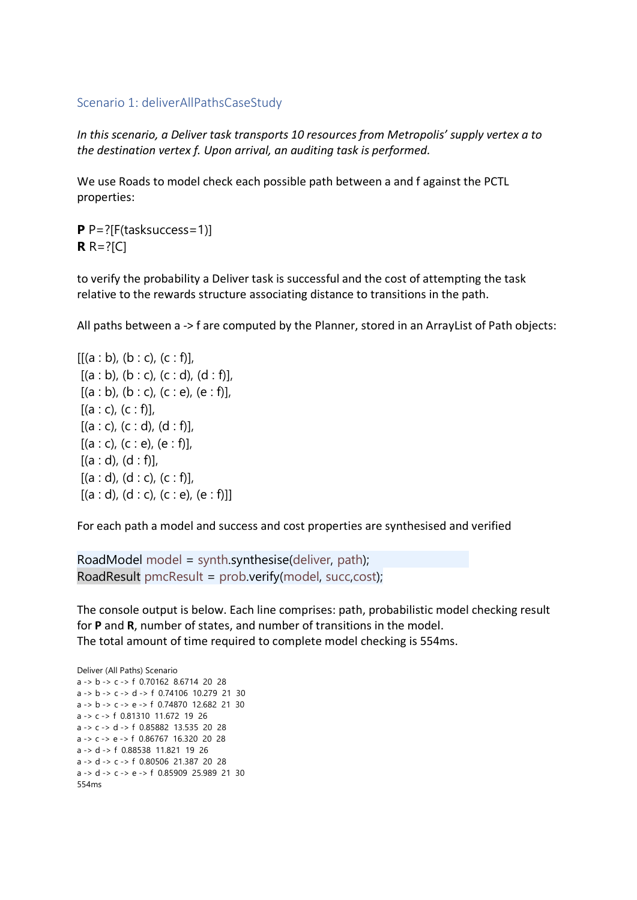## Scenario 1: deliverAllPathsCaseStudy

*In this scenario, a Deliver task transports 10 resources from Metropolis' supply vertex a to the destination vertex f. Upon arrival, an auditing task is performed.*

We use Roads to model check each possible path between a and f against the PCTL properties:

**P** P=?[F(tasksuccess=1)]
**R** R=?[C]

to verify the probability a Deliver task is successful and the cost of attempting the task relative to the rewards structure associating distance to transitions in the path.

All paths between a -> f are computed by the Planner, stored in an ArrayList of Path objects:

[[(a : b), (b : c), (c : f)],
[(a : b), (b : c), (c : d), (d : f)],
[(a : b), (b : c), (c : e), (e : f)],
[(a : c), (c : f)],
[(a : c), (c : d), (d : f)],
[(a : c), (c : e), (e : f)],
[(a : d), (d : f)],
[(a : d), (d : c), (c : f)],
[(a : d), (d : c), (c : e), (e : f)]]

For each path a model and success and cost properties are synthesised and verified

```
RoadModel model = synth.synthesise(deliver, path);
RoadResult pmcResult = prob.verify(model, succ,cost);
```

The console output is below. Each line comprises: path, probabilistic model checking result for **P** and **R**, number of states, and number of transitions in the model.
The total amount of time required to complete model checking is 554ms.

```
Deliver (All Paths) Scenario
a -> b -> c -> f 0.70162  8.6714  20  28
a -> b -> c -> d -> f 0.74106  10.279  21  30
a -> b -> c -> e -> f 0.74870  12.682  21  30
a -> c -> f 0.81310  11.672  19  26
a -> c -> d -> f 0.85882  13.535  20  28
a -> c -> e -> f 0.86767  16.320  20  28
a -> d -> f 0.88538  11.821  19  26
a -> d -> c -> f 0.80506  21.387  20  28
a -> d -> c -> e -> f 0.85909  25.989  21  30
554ms
```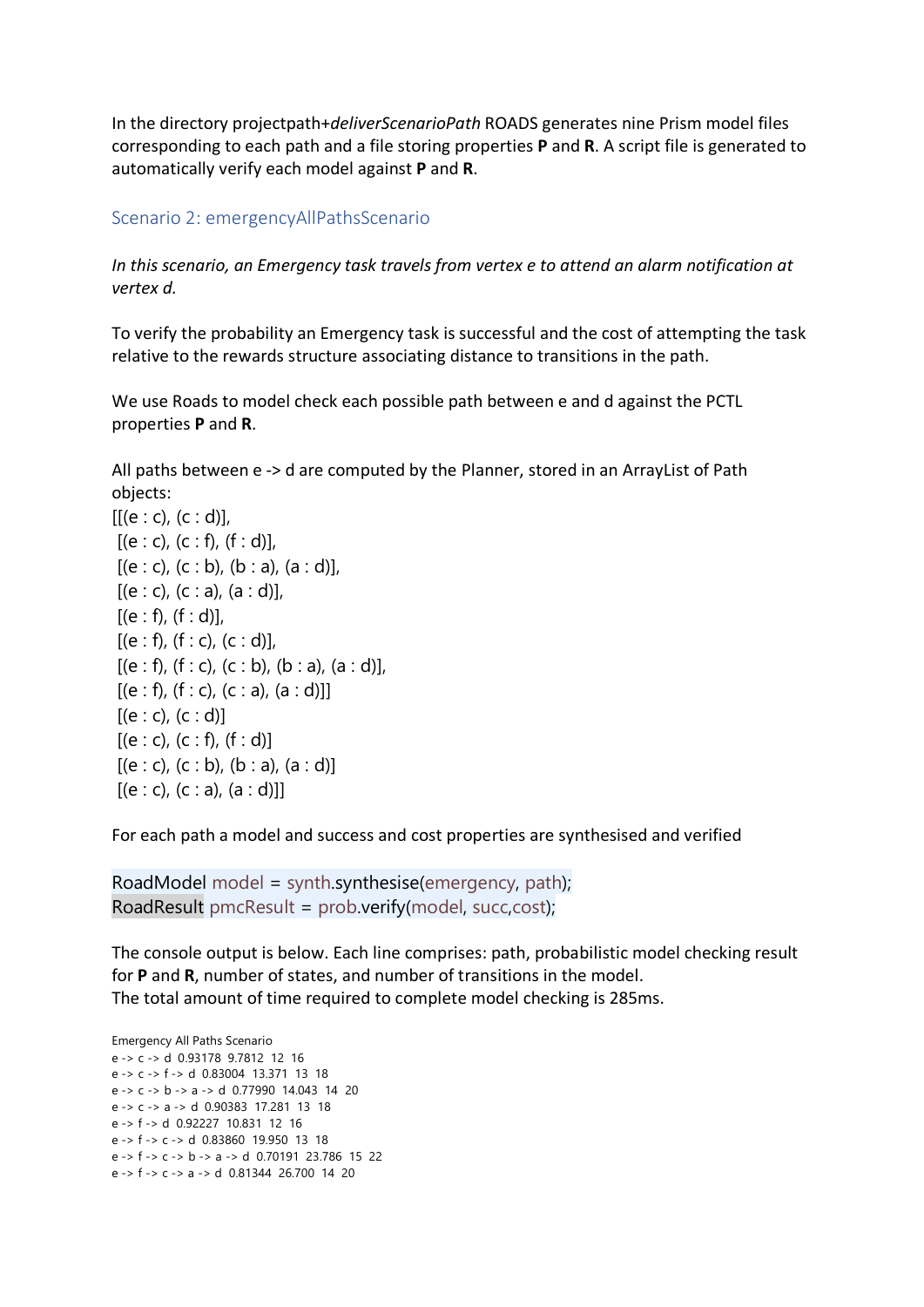In the directory projectpath+*deliverScenarioPath* ROADS generates nine Prism model files corresponding to each path and a file storing properties **P** and **R**. A script file is generated to automatically verify each model against **P** and **R**.

## Scenario 2: emergencyAllPathsScenario

*In this scenario, an Emergency task travels from vertex e to attend an alarm notification at vertex d.*

To verify the probability an Emergency task is successful and the cost of attempting the task relative to the rewards structure associating distance to transitions in the path.

We use Roads to model check each possible path between e and d against the PCTL properties **P** and **R**.

All paths between e -> d are computed by the Planner, stored in an ArrayList of Path objects:
[[(e : c), (c : d)],
[(e : c), (c : f), (f : d)],
[(e : c), (c : b), (b : a), (a : d)],
[(e : c), (c : a), (a : d)],
[(e : f), (f : d)],
[(e : f), (f : c), (c : d)],
[(e : f), (f : c), (c : b), (b : a), (a : d)],
[(e : f), (f : c), (c : a), (a : d)]]
[(e : c), (c : d)]
[(e : c), (c : f), (f : d)]
[(e : c), (c : b), (b : a), (a : d)]
[(e : c), (c : a), (a : d)]]

For each path a model and success and cost properties are synthesised and verified

```
RoadModel model = synth.synthesise(emergency, path);
RoadResult pmcResult = prob.verify(model, succ,cost);
```

The console output is below. Each line comprises: path, probabilistic model checking result for **P** and **R**, number of states, and number of transitions in the model.
The total amount of time required to complete model checking is 285ms.

```
Emergency All Paths Scenario
e -> c -> d 0.93178 9.7812 12 16
e -> c -> f -> d 0.83004 13.371 13 18
e -> c -> b -> a -> d 0.77990 14.043 14 20
e -> c -> a -> d 0.90383 17.281 13 18
e -> f -> d 0.92227 10.831 12 16
e -> f -> c -> d 0.83860 19.950 13 18
e -> f -> c -> b -> a -> d 0.70191 23.786 15 22
e -> f -> c -> a -> d 0.81344 26.700 14 20
```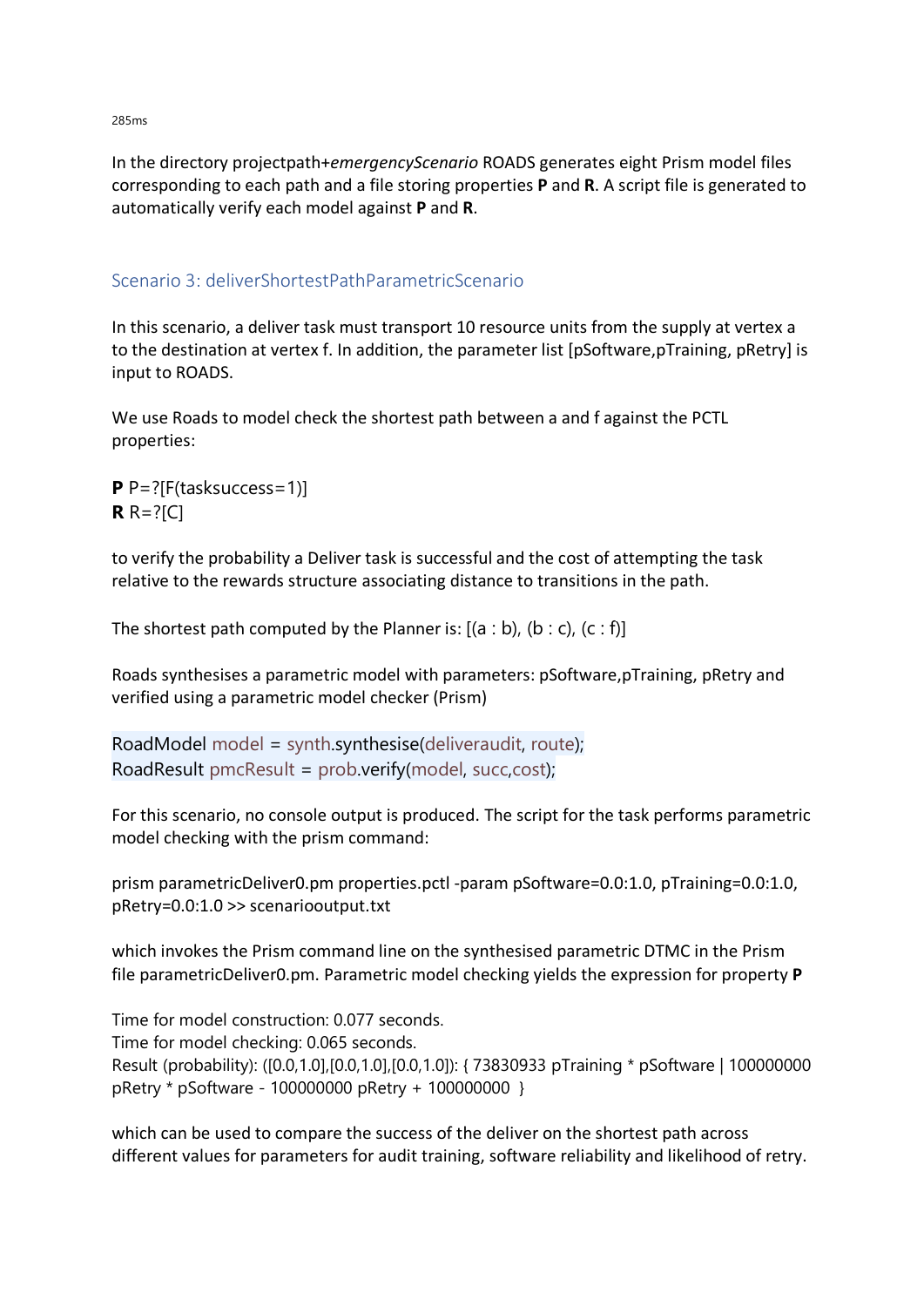285ms

In the directory projectpath+*emergencyScenario* ROADS generates eight Prism model files corresponding to each path and a file storing properties **P** and **R**. A script file is generated to automatically verify each model against **P** and **R**.

### Scenario 3: deliverShortestPathParametricScenario

In this scenario, a deliver task must transport 10 resource units from the supply at vertex a to the destination at vertex f. In addition, the parameter list [pSoftware,pTraining, pRetry] is input to ROADS.

We use Roads to model check the shortest path between a and f against the PCTL properties:

**P** P=?[F(tasksuccess=1)]
**R** R=?[C]

to verify the probability a Deliver task is successful and the cost of attempting the task relative to the rewards structure associating distance to transitions in the path.

The shortest path computed by the Planner is: [(a : b), (b : c), (c : f)]

Roads synthesises a parametric model with parameters: pSoftware,pTraining, pRetry and verified using a parametric model checker (Prism)

```
RoadModel model = synth.synthesise(deliveraudit, route);
RoadResult pmcResult = prob.verify(model, succ,cost);
```

For this scenario, no console output is produced. The script for the task performs parametric model checking with the prism command:

prism parametricDeliver0.pm properties.pctl -param pSoftware=0.0:1.0, pTraining=0.0:1.0, pRetry=0.0:1.0 >> scenariooutput.txt

which invokes the Prism command line on the synthesised parametric DTMC in the Prism file parametricDeliver0.pm. Parametric model checking yields the expression for property **P**

Time for model construction: 0.077 seconds.
Time for model checking: 0.065 seconds.
Result (probability): ([0.0,1.0],[0.0,1.0],[0.0,1.0]): { 73830933 pTraining * pSoftware | 100000000 pRetry * pSoftware - 100000000 pRetry + 100000000 }

which can be used to compare the success of the deliver on the shortest path across different values for parameters for audit training, software reliability and likelihood of retry.